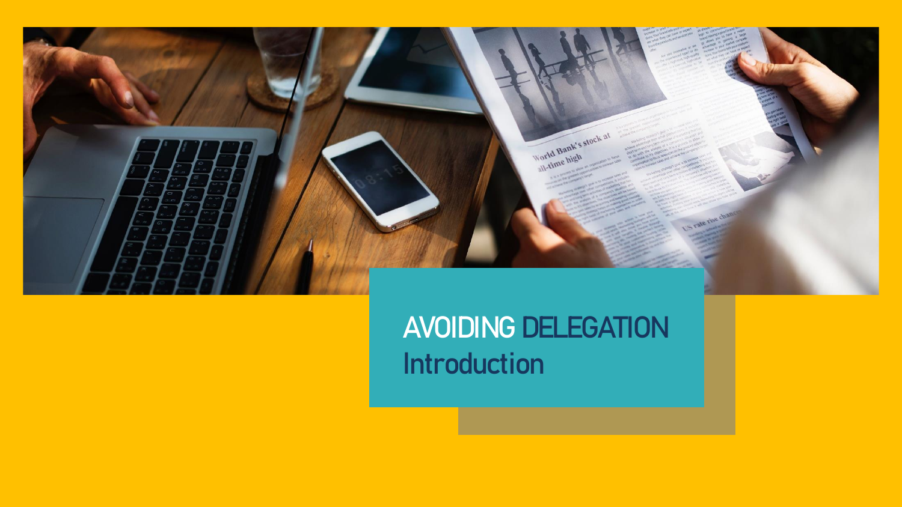# AVOIDING DELEGATION

## Introduction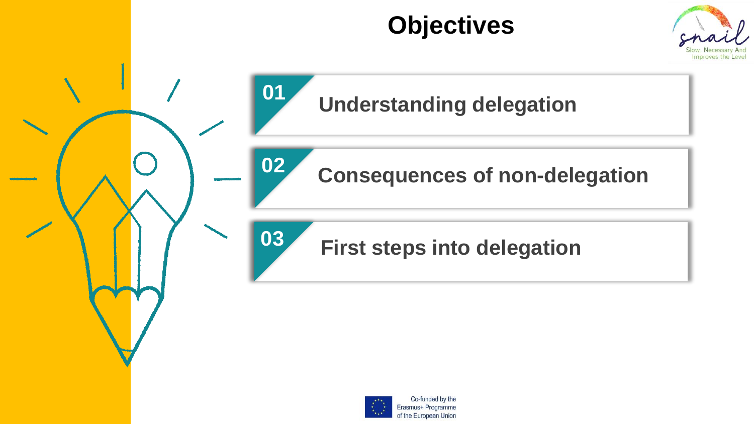# Objectives

01 **Understanding delegation**

02 **Consequences of non-delegation**

03 **First steps into delegation**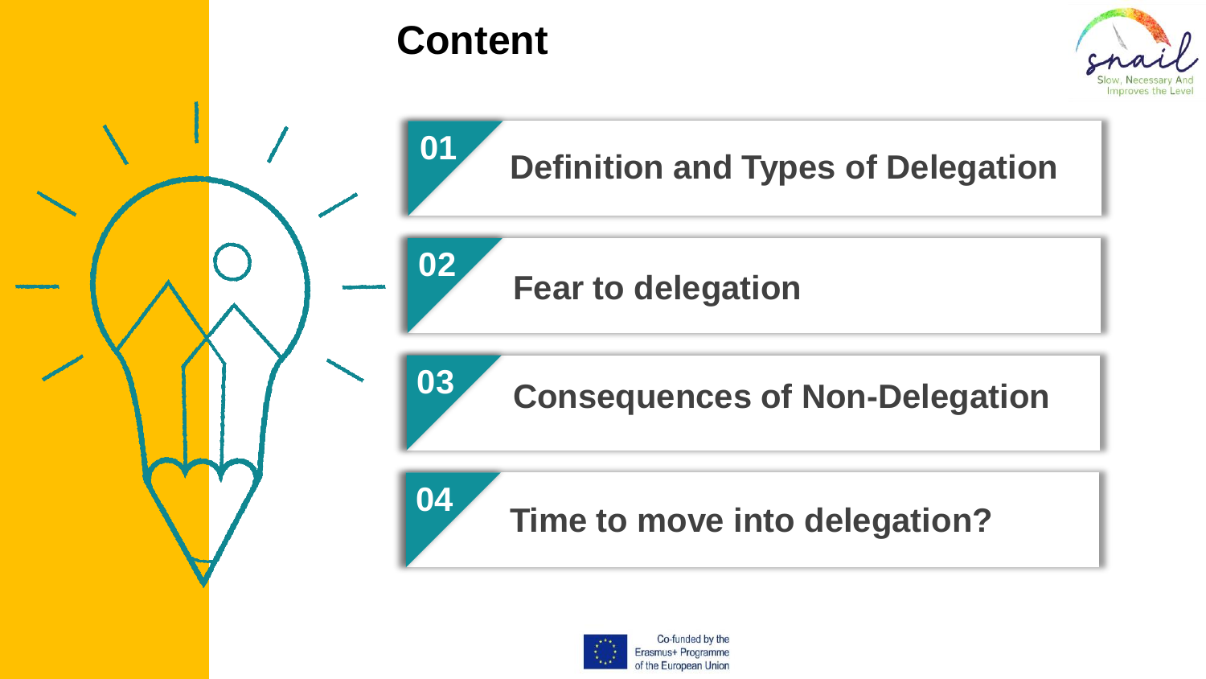# Content

**01** Definition and Types of Delegation

**02** Fear to delegation

**03** Consequences of Non-Delegation

**04** Time to move into delegation?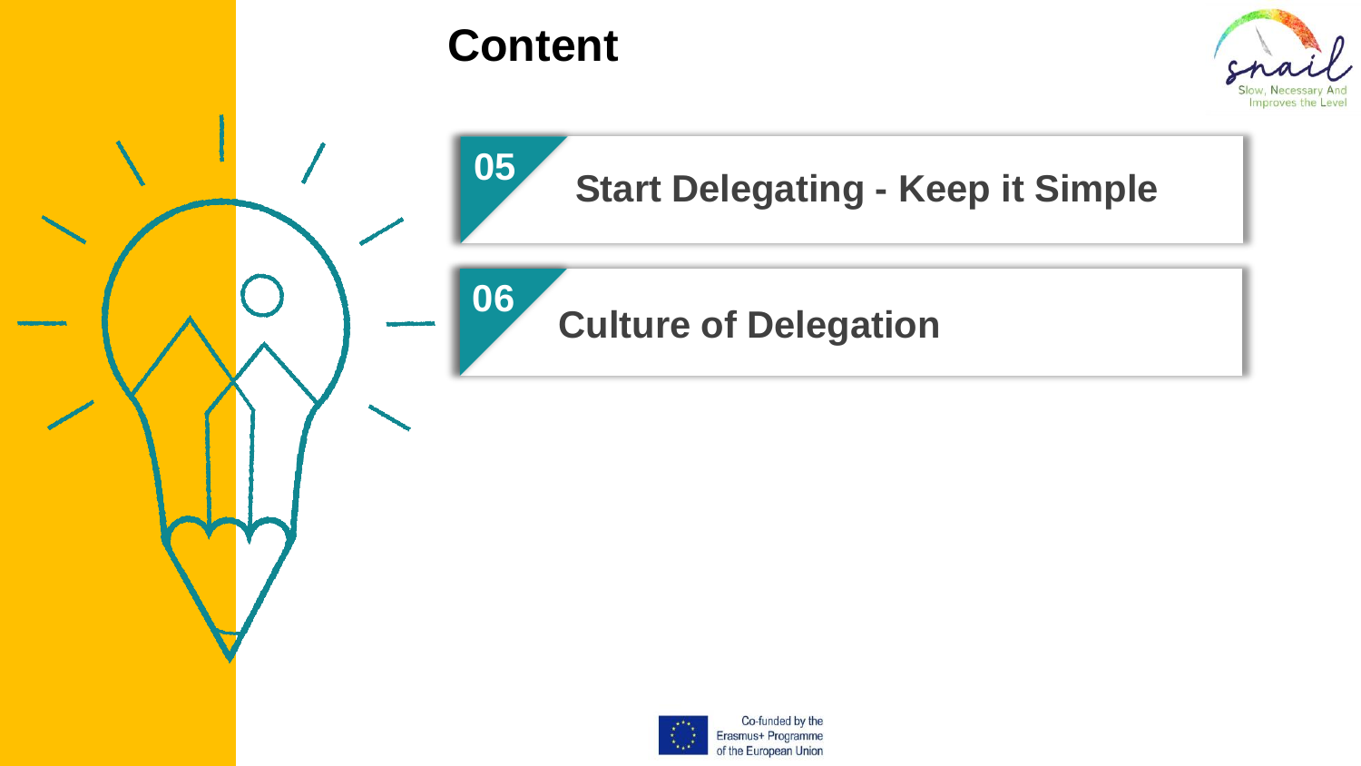# Content

**05** Start Delegating - Keep it Simple

**06** Culture of Delegation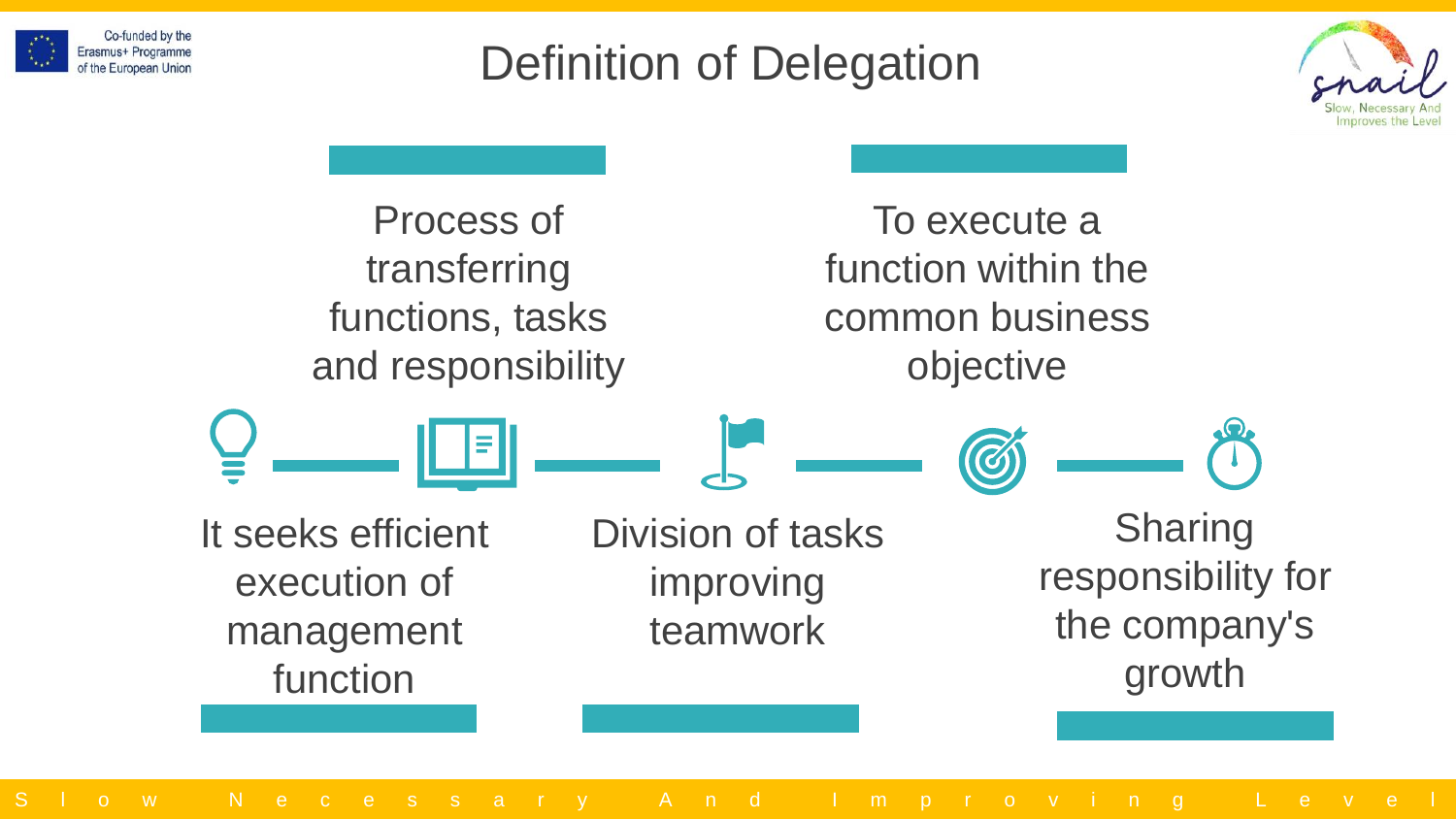# Definition of Delegation

- Process of transferring functions, tasks and responsibility
- To execute a function within the common business objective
- It seeks efficient execution of management function
- Division of tasks improving teamwork
- Sharing responsibility for the company's growth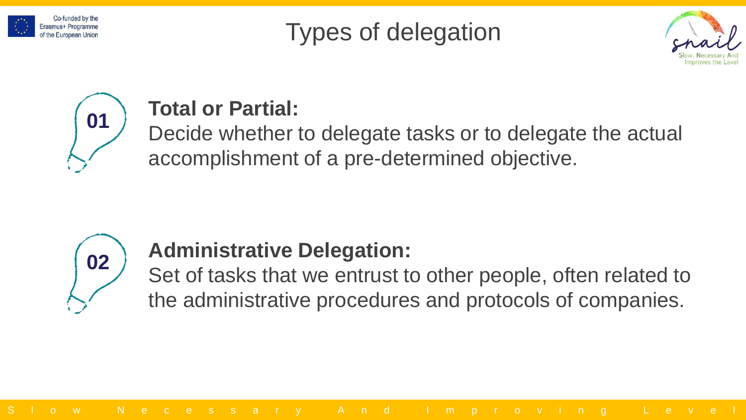# Types of delegation

**01**

**Total or Partial:**
Decide whether to delegate tasks or to delegate the actual accomplishment of a pre-determined objective.

**02**

**Administrative Delegation:**
Set of tasks that we entrust to other people, often related to the administrative procedures and protocols of companies.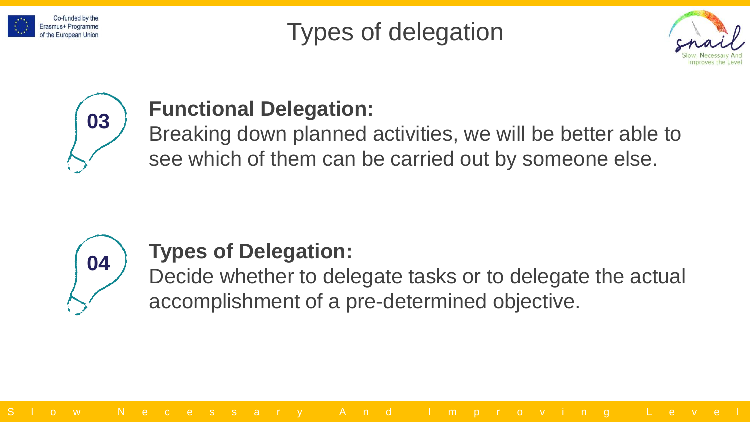# Types of delegation

**03**

**Functional Delegation:**
Breaking down planned activities, we will be better able to see which of them can be carried out by someone else.

**04**

**Types of Delegation:**
Decide whether to delegate tasks or to delegate the actual accomplishment of a pre-determined objective.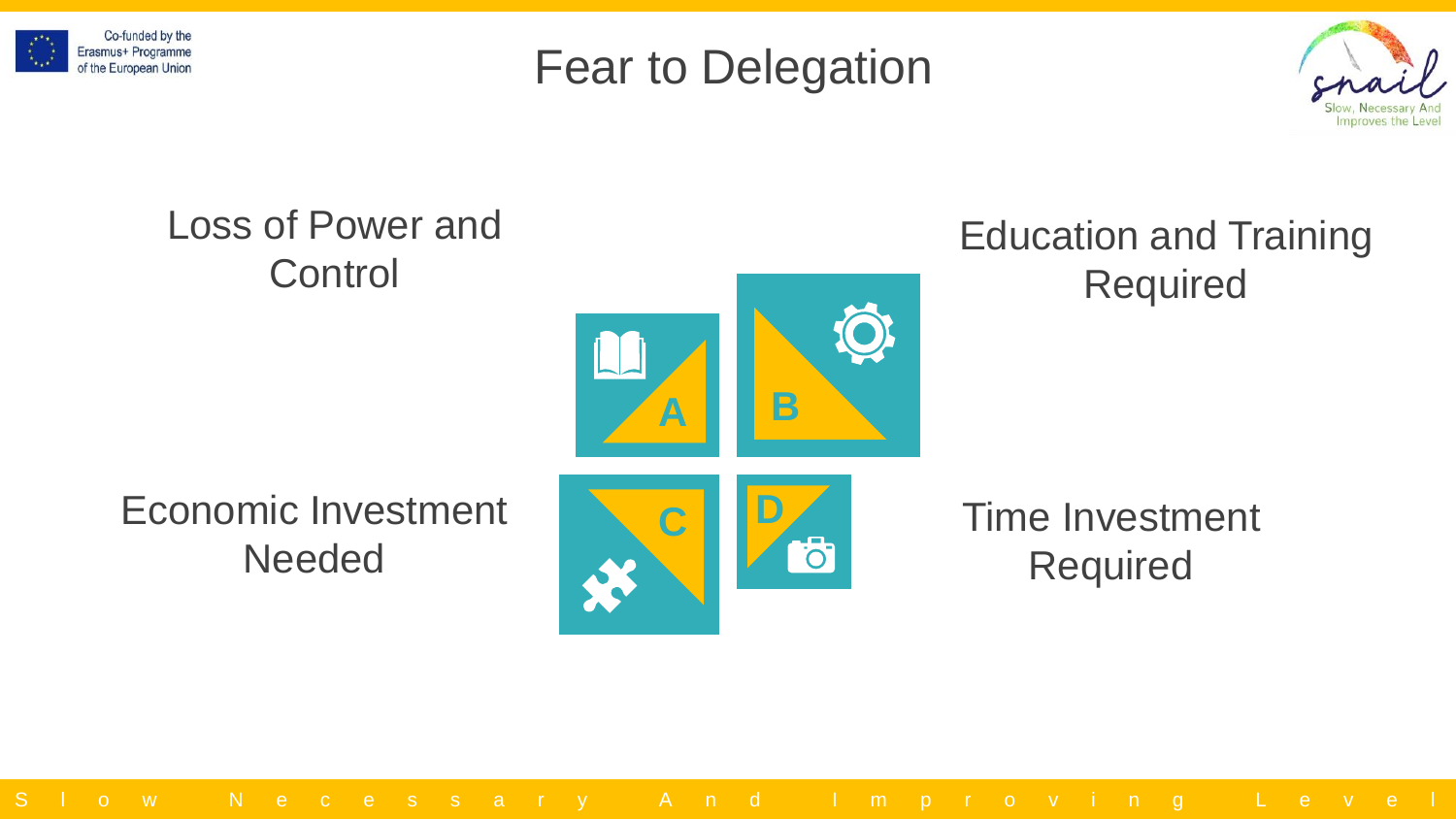# Fear to Delegation

- Loss of Power and Control
- Education and Training Required
- Economic Investment Needed
- Time Investment Required

A B C D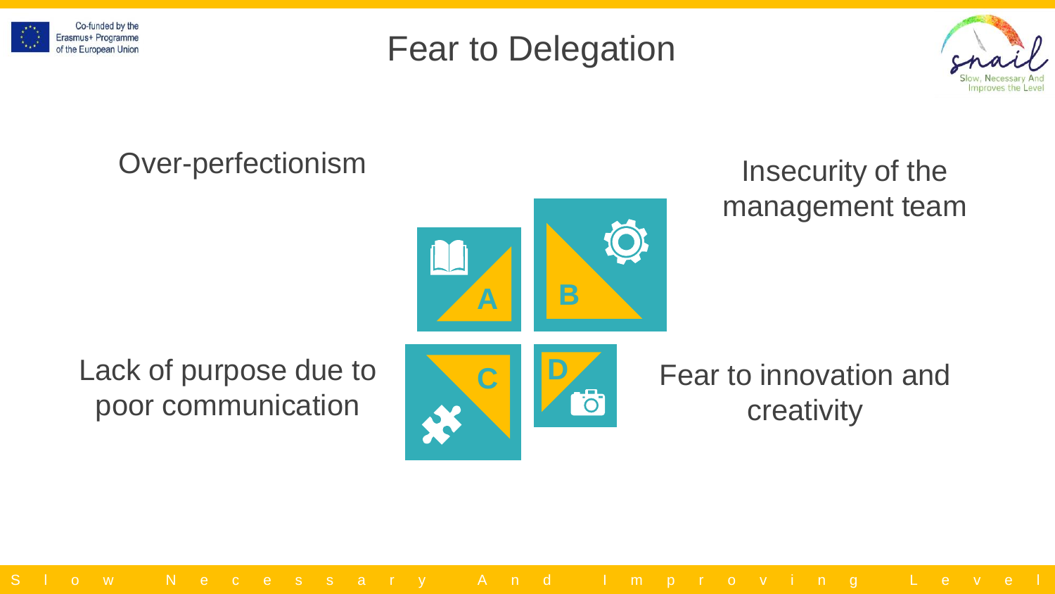# Fear to Delegation

- A: Over-perfectionism
- B: Insecurity of the management team
- C: Lack of purpose due to poor communication
- D: Fear to innovation and creativity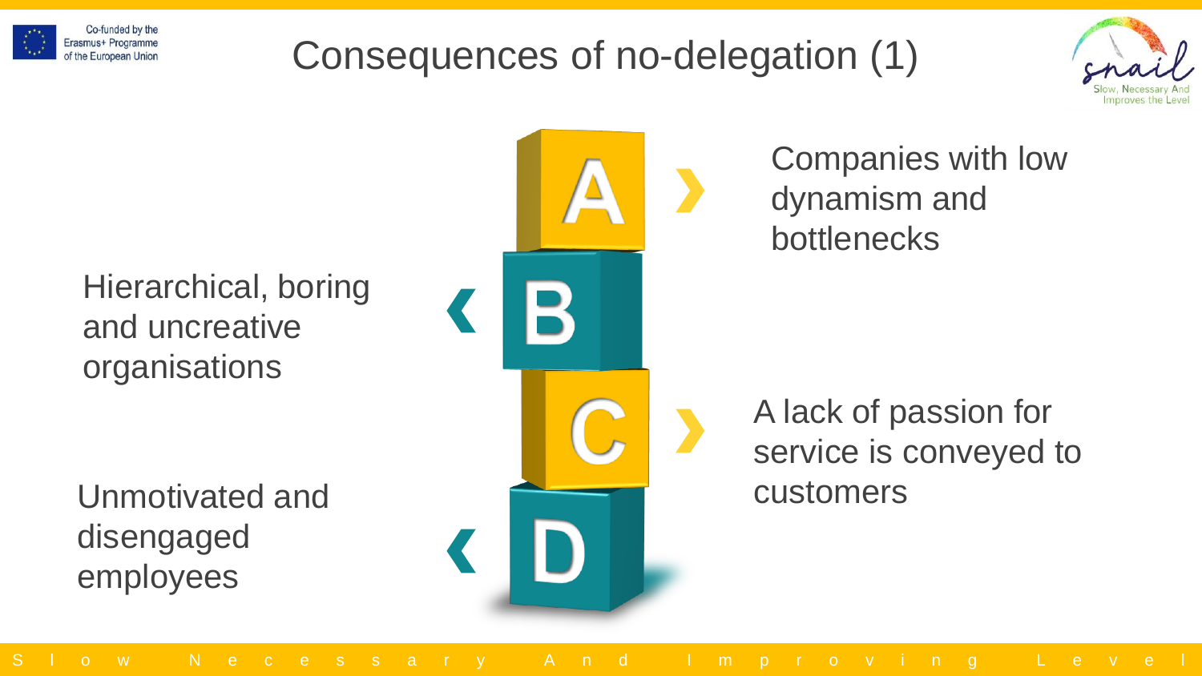# Consequences of no-delegation (1)

- **A** — Companies with low dynamism and bottlenecks
- **B** — Hierarchical, boring and uncreative organisations
- **C** — A lack of passion for service is conveyed to customers
- **D** — Unmotivated and disengaged employees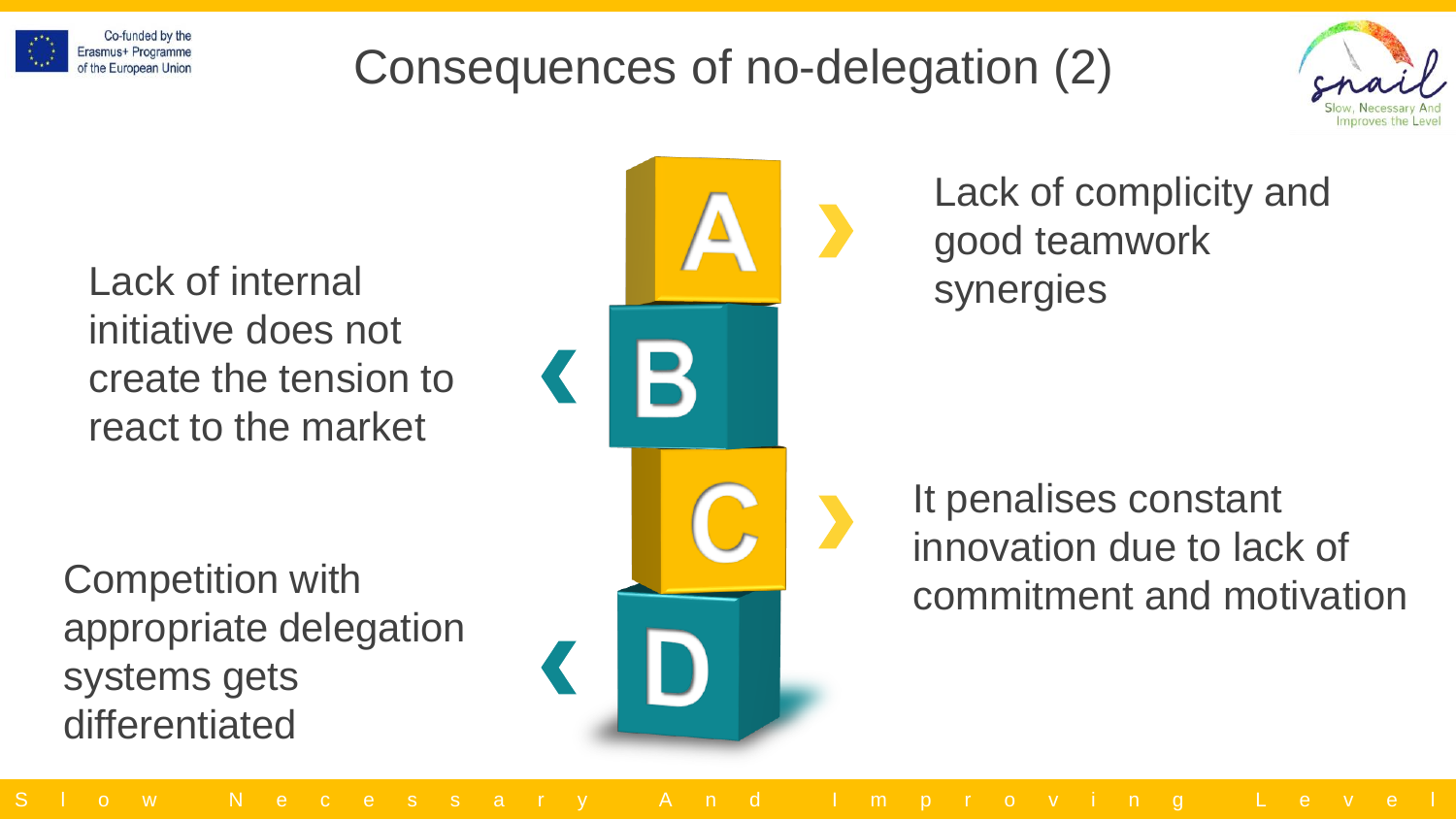# Consequences of no-delegation (2)

- **A** — Lack of complicity and good teamwork synergies
- **B** — Lack of internal initiative does not create the tension to react to the market
- **C** — It penalises constant innovation due to lack of commitment and motivation
- **D** — Competition with appropriate delegation systems gets differentiated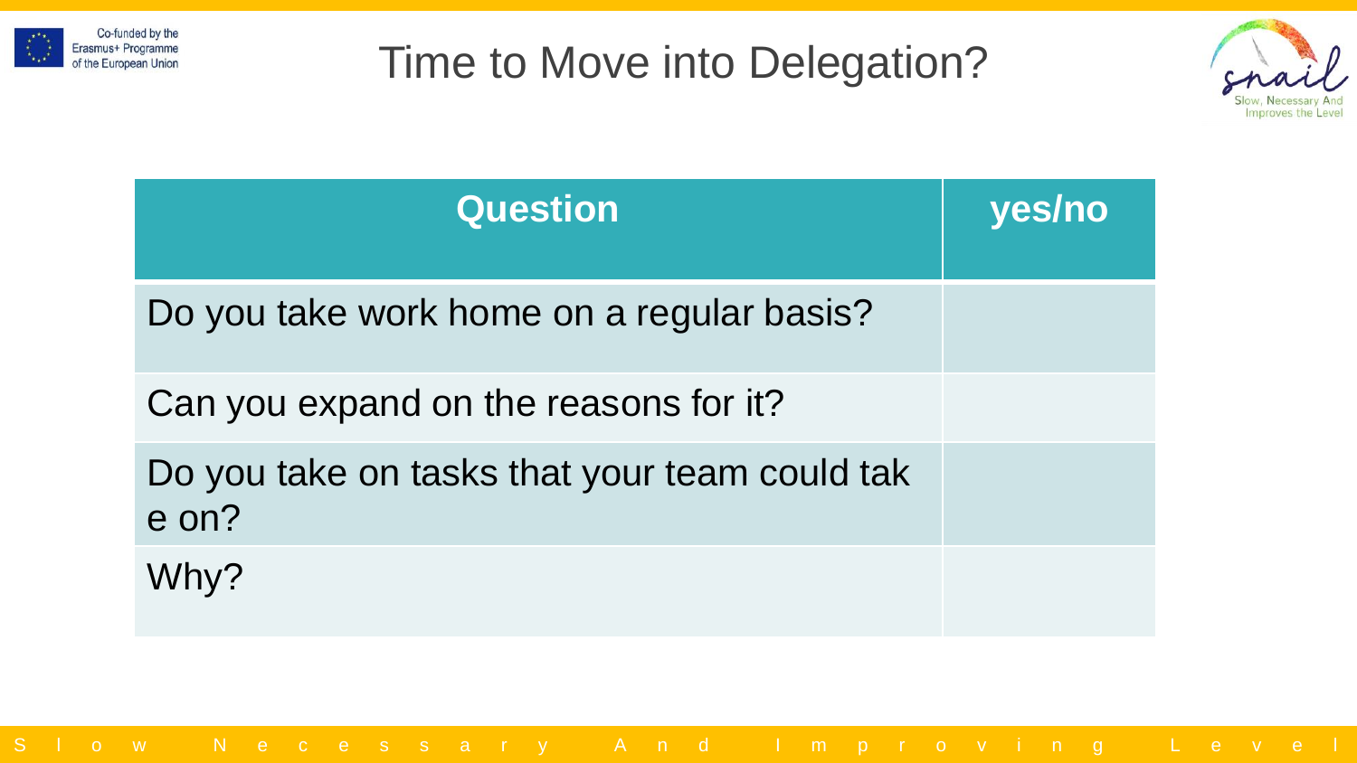# Time to Move into Delegation?

| Question | yes/no |
| --- | --- |
| Do you take work home on a regular basis? | |
| Can you expand on the reasons for it? | |
| Do you take on tasks that your team could take on? | |
| Why? | |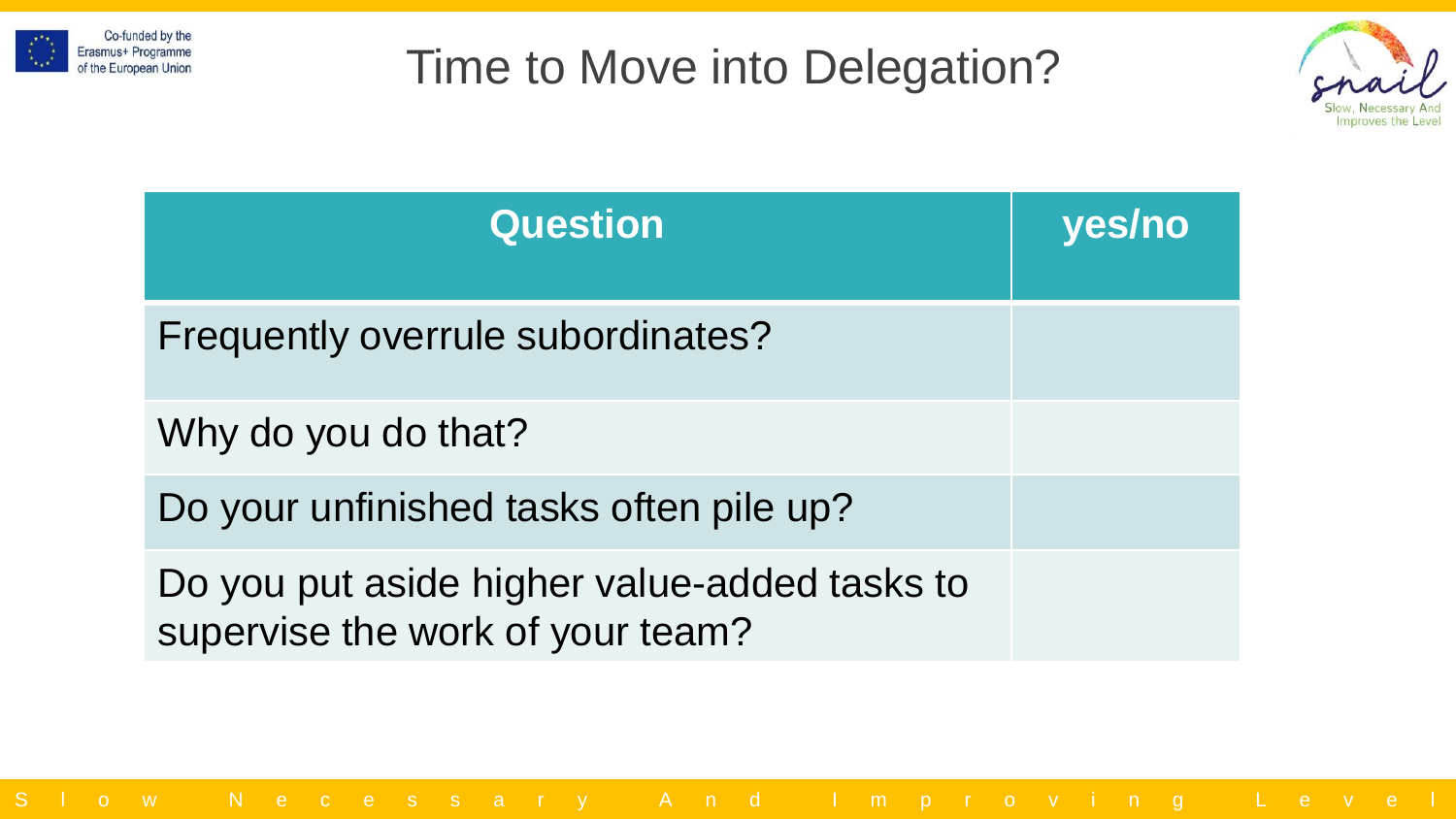# Time to Move into Delegation?

| Question | yes/no |
| --- | --- |
| Frequently overrule subordinates? | |
| Why do you do that? | |
| Do your unfinished tasks often pile up? | |
| Do you put aside higher value-added tasks to supervise the work of your team? | |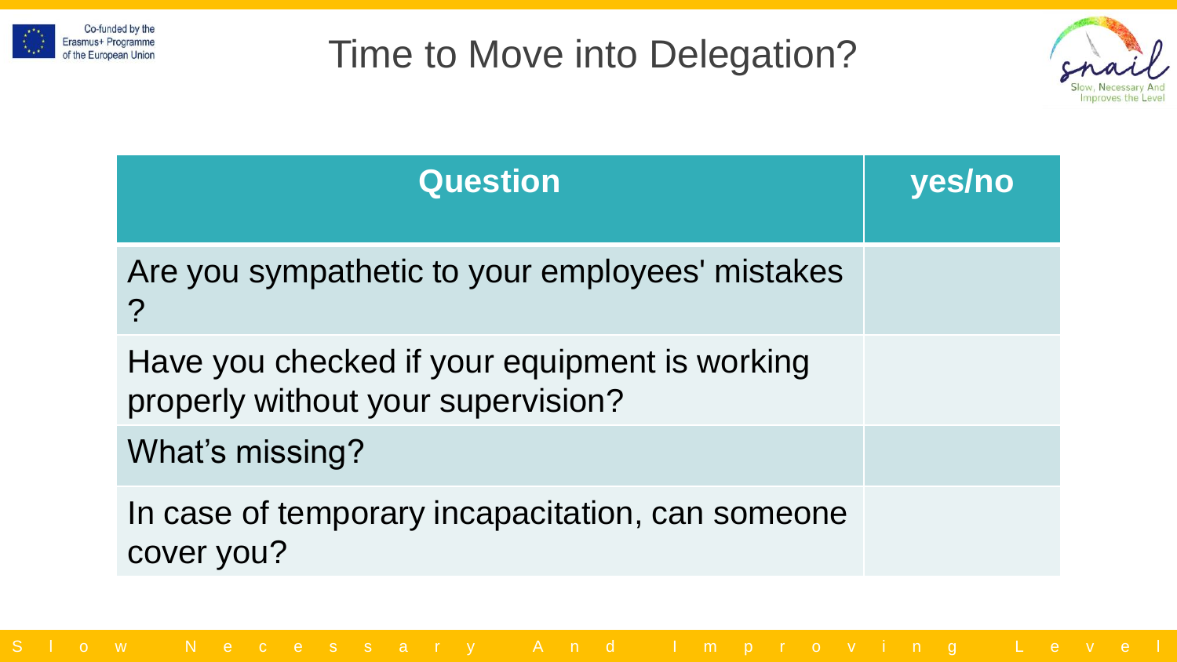# Time to Move into Delegation?

| Question | yes/no |
| --- | --- |
| Are you sympathetic to your employees' mistakes ? | |
| Have you checked if your equipment is working properly without your supervision? | |
| What's missing? | |
| In case of temporary incapacitation, can someone cover you? | |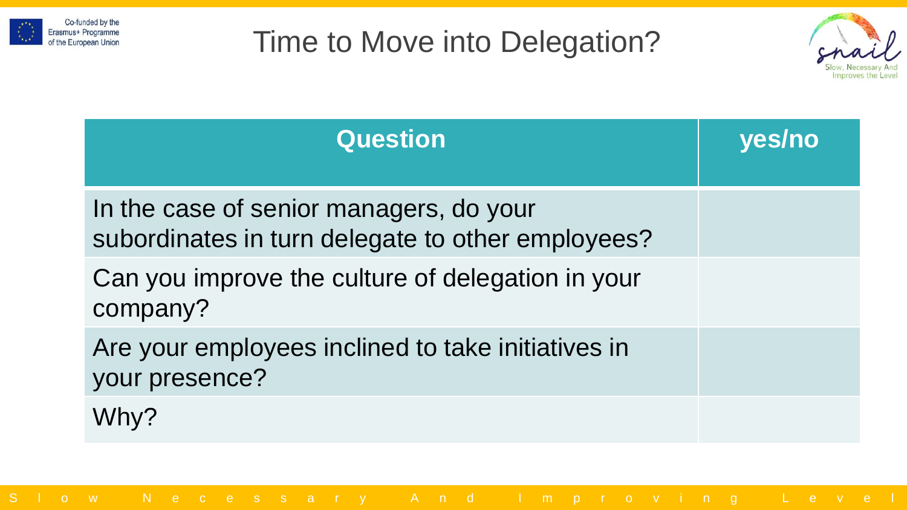# Time to Move into Delegation?

| Question | yes/no |
| --- | --- |
| In the case of senior managers, do your subordinates in turn delegate to other employees? | |
| Can you improve the culture of delegation in your company? | |
| Are your employees inclined to take initiatives in your presence? | |
| Why? | |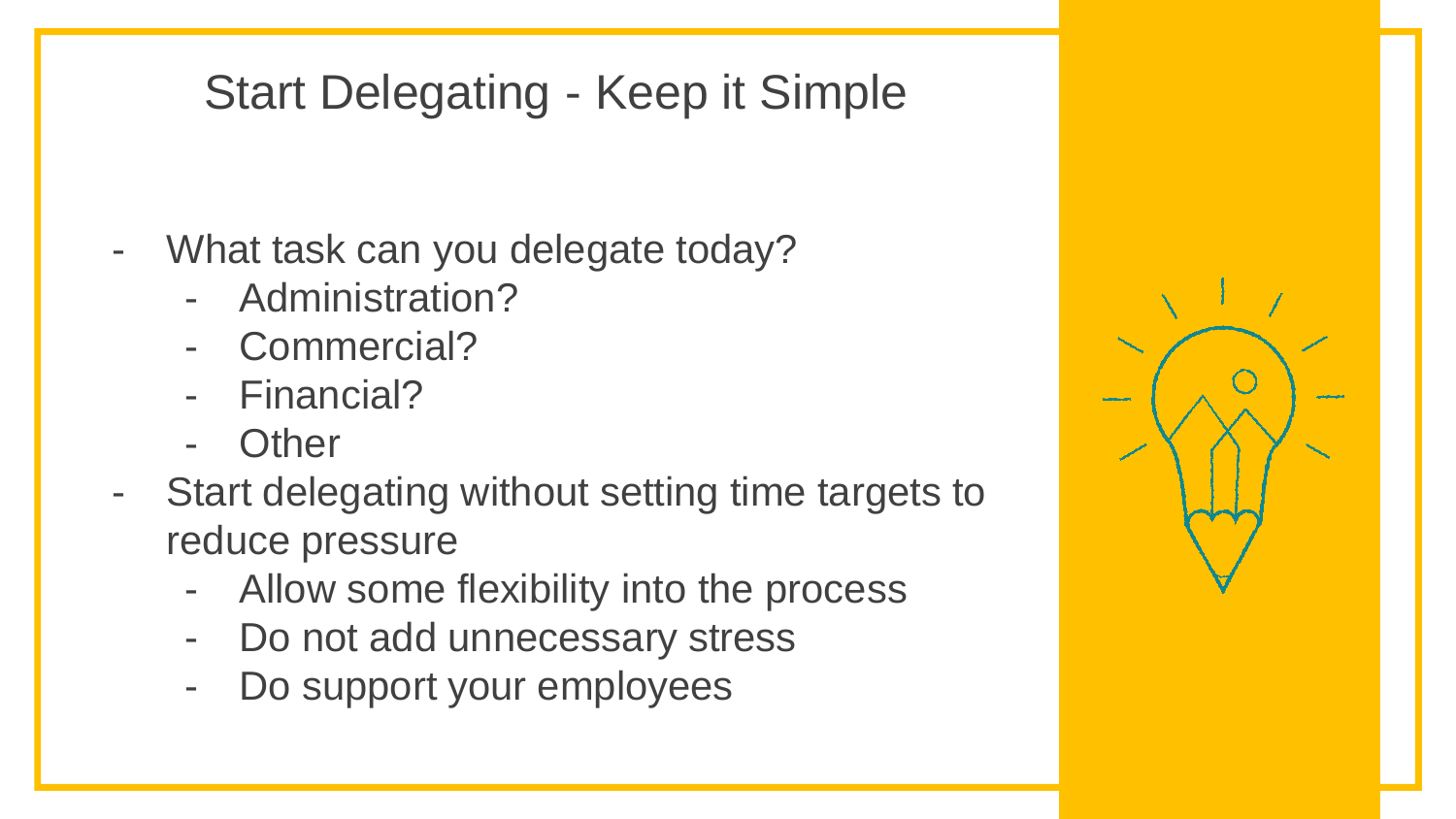# Start Delegating - Keep it Simple

- What task can you delegate today?
  - Administration?
  - Commercial?
  - Financial?
  - Other
- Start delegating without setting time targets to reduce pressure
  - Allow some flexibility into the process
  - Do not add unnecessary stress
  - Do support your employees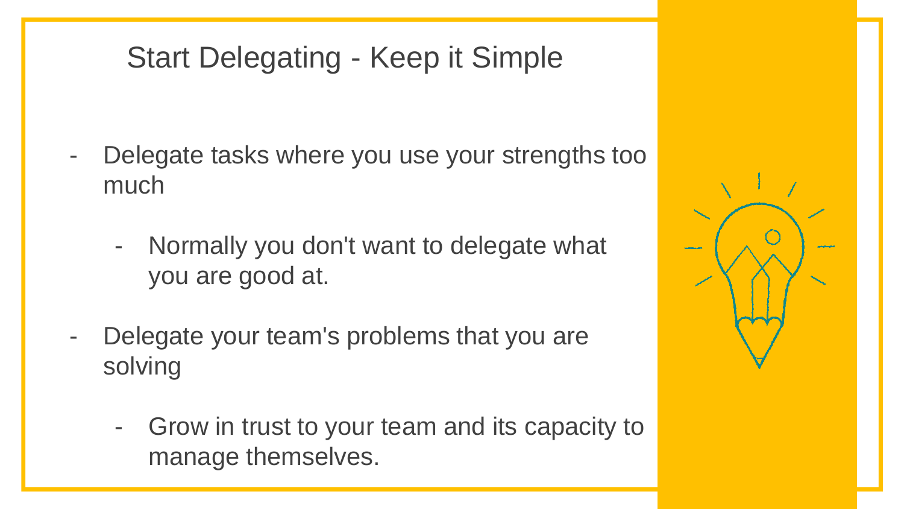# Start Delegating - Keep it Simple

- Delegate tasks where you use your strengths too much
  - Normally you don't want to delegate what you are good at.
- Delegate your team's problems that you are solving
  - Grow in trust to your team and its capacity to manage themselves.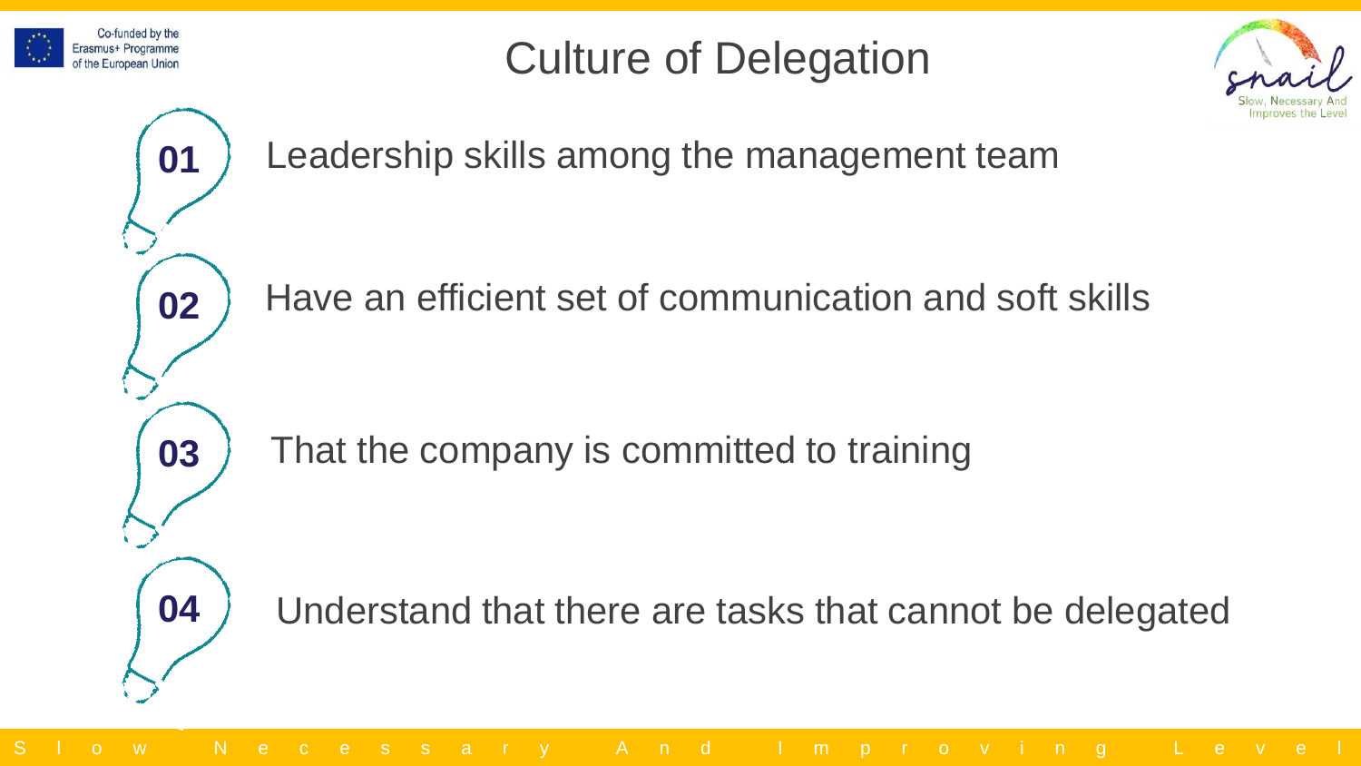# Culture of Delegation

01 Leadership skills among the management team

02 Have an efficient set of communication and soft skills

03 That the company is committed to training

04 Understand that there are tasks that cannot be delegated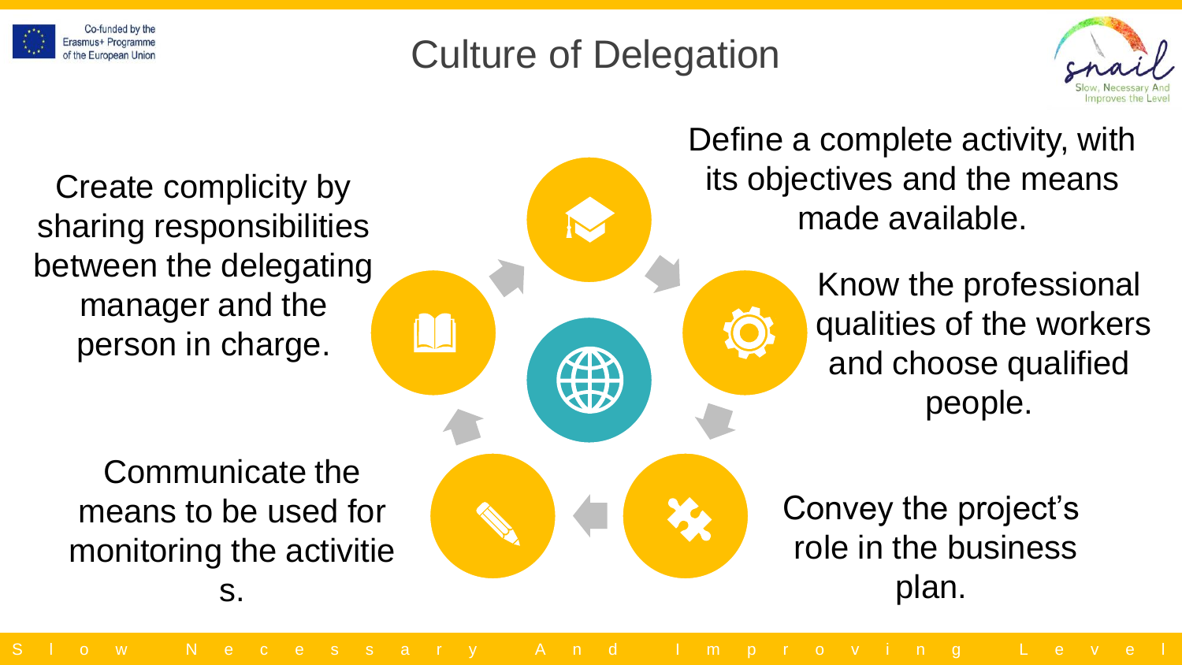# Culture of Delegation

Define a complete activity, with its objectives and the means made available.

Know the professional qualities of the workers and choose qualified people.

Convey the project's role in the business plan.

Communicate the means to be used for monitoring the activities.

Create complicity by sharing responsibilities between the delegating manager and the person in charge.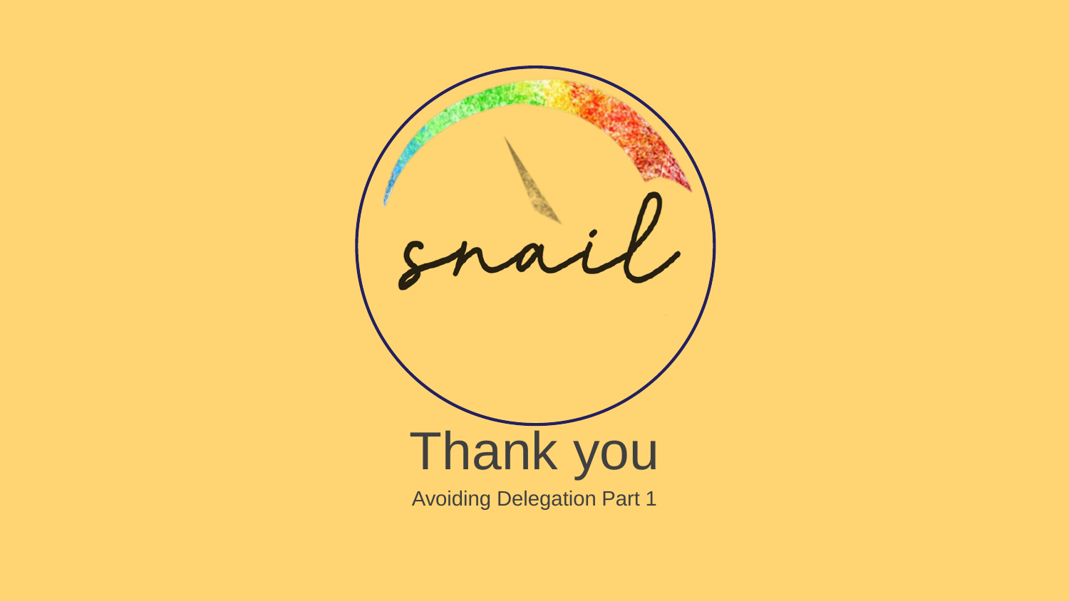snail

# Thank you

Avoiding Delegation Part 1